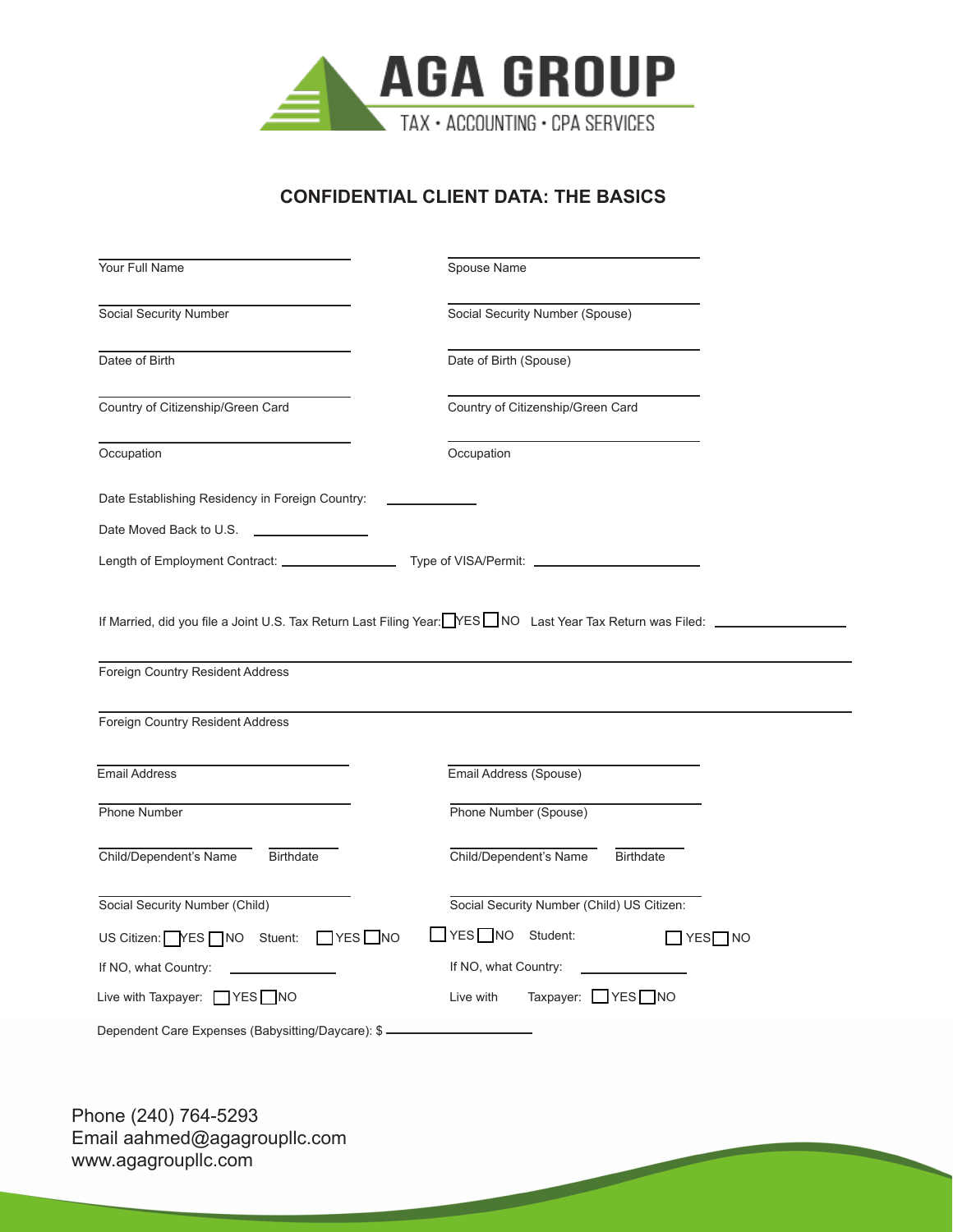AGA GROUP

TAX • ACCOUNTING • CPA SERVICES

## CONFIDENTIAL CLIENT DATA: THE BASICS

| | |
|---|---|
| Your Full Name ____________________ | Spouse Name ____________________ |
| Social Security Number ____________________ | Social Security Number (Spouse) ____________________ |
| Datee of Birth ____________________ | Date of Birth (Spouse) ____________________ |
| Country of Citizenship/Green Card ____________________ | Country of Citizenship/Green Card ____________________ |
| Occupation ____________________ | Occupation ____________________ |

Date Establishing Residency in Foreign Country: ____________

Date Moved Back to U.S. ____________

Length of Employment Contract: ____________ Type of VISA/Permit: ____________

If Married, did you file a Joint U.S. Tax Return Last Filing Year: ☐ YES ☐ NO Last Year Tax Return was Filed: ____________

Foreign Country Resident Address ________________________________________

Foreign Country Resident Address ________________________________________

| | |
|---|---|
| Email Address ____________________ | Email Address (Spouse) ____________________ |
| Phone Number ____________________ | Phone Number (Spouse) ____________________ |
| Child/Dependent's Name ____________ Birthdate ________ | Child/Dependent's Name ____________ Birthdate ________ |
| Social Security Number (Child) ____________________ | Social Security Number (Child) US Citizen: ☐ YES ☐ NO |
| US Citizen: ☐ YES ☐ NO Stuent: ☐ YES ☐ NO | Student: ☐ YES ☐ NO |
| If NO, what Country: ____________ | If NO, what Country: ____________ |
| Live with Taxpayer: ☐ YES ☐ NO | Live with Taxpayer: ☐ YES ☐ NO |

Dependent Care Expenses (Babysitting/Daycare): $ ____________

Phone (240) 764-5293
Email aahmed@agagroupllc.com
www.agagroupllc.com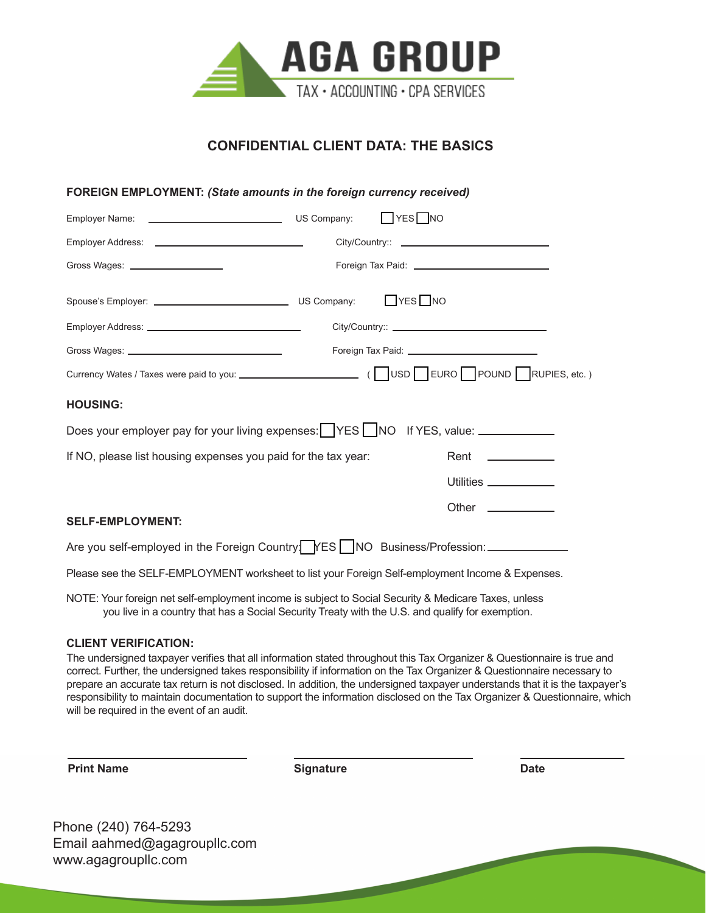AGA GROUP
TAX • ACCOUNTING • CPA SERVICES

## CONFIDENTIAL CLIENT DATA: THE BASICS

**FOREIGN EMPLOYMENT:** ***(State amounts in the foreign currency received)***

Employer Name: ______________________ US Company: ☐ YES ☐ NO

Employer Address: ______________________ City/Country:: ______________________

Gross Wages: ______________ Foreign Tax Paid: ______________________

Spouse's Employer: ______________________ US Company: ☐ YES ☐ NO

Employer Address: ______________________ City/Country:: ______________________

Gross Wages: ______________________ Foreign Tax Paid: ______________________

Currency Wates / Taxes were paid to you: ______________________ ( ☐ USD ☐ EURO ☐ POUND ☐ RUPIES, etc. )

**HOUSING:**

Does your employer pay for your living expenses: ☐ YES ☐ NO If YES, value: ____________

If NO, please list housing expenses you paid for the tax year:

Rent ____________

Utilities ____________

Other ____________

**SELF-EMPLOYMENT:**

Are you self-employed in the Foreign Country: ☐ YES ☐ NO Business/Profession: ______________

Please see the SELF-EMPLOYMENT worksheet to list your Foreign Self-employment Income & Expenses.

NOTE: Your foreign net self-employment income is subject to Social Security & Medicare Taxes, unless you live in a country that has a Social Security Treaty with the U.S. and qualify for exemption.

**CLIENT VERIFICATION:**

The undersigned taxpayer verifies that all information stated throughout this Tax Organizer & Questionnaire is true and correct. Further, the undersigned takes responsibility if information on the Tax Organizer & Questionnaire necessary to prepare an accurate tax return is not disclosed. In addition, the undersigned taxpayer understands that it is the taxpayer's responsibility to maintain documentation to support the information disclosed on the Tax Organizer & Questionnaire, which will be required in the event of an audit.

______________________ ______________________ ______________

**Print Name** **Signature** **Date**

Phone (240) 764-5293
Email aahmed@agagroupllc.com
www.agagroupllc.com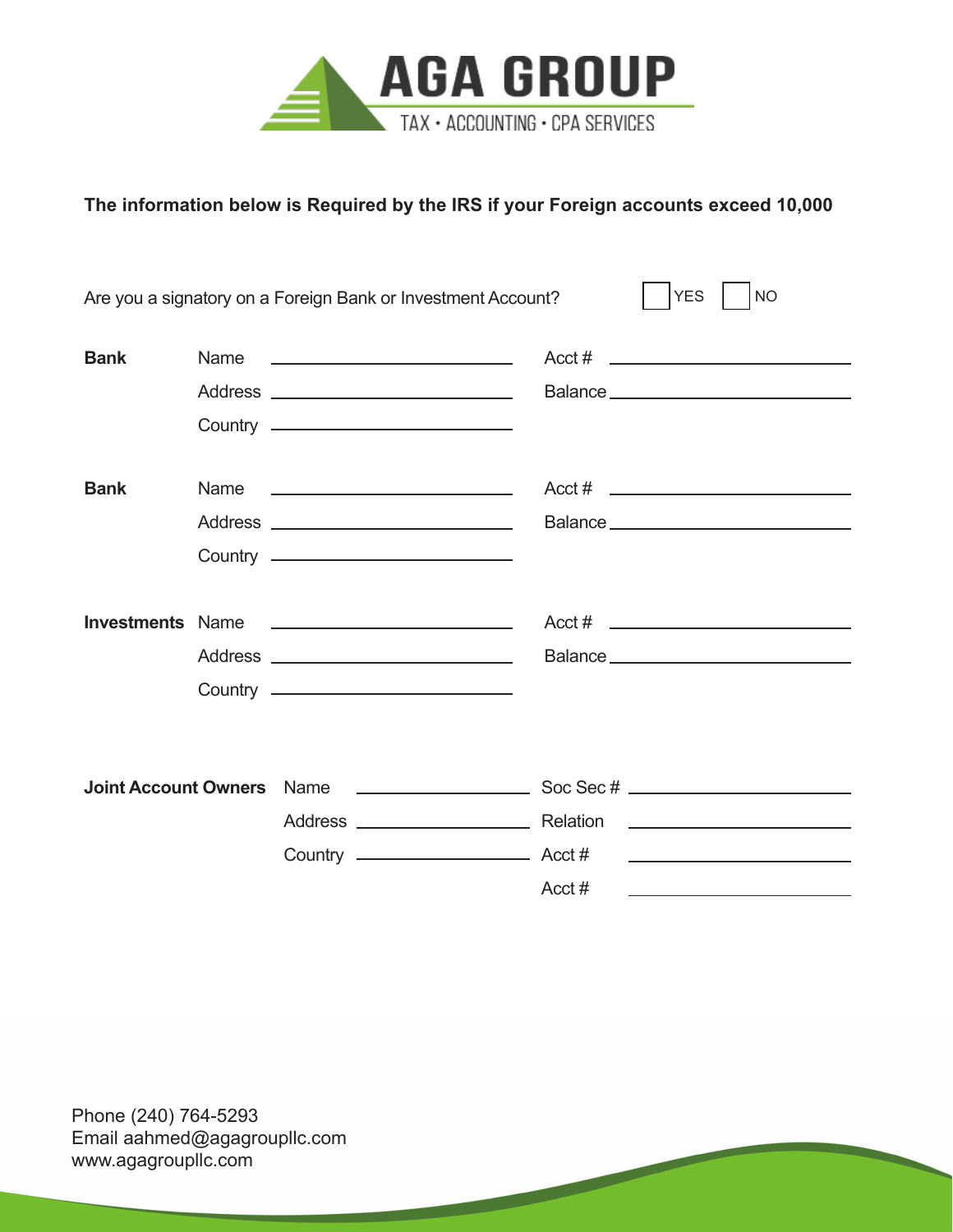# AGA GROUP

TAX • ACCOUNTING • CPA SERVICES

**The information below is Required by the IRS if your Foreign accounts exceed 10,000**

Are you a signatory on a Foreign Bank or Investment Account? ☐ YES ☐ NO

**Bank**

Name ____________________ Acct # ____________________

Address ____________________ Balance ____________________

Country ____________________

**Bank**

Name ____________________ Acct # ____________________

Address ____________________ Balance ____________________

Country ____________________

**Investments**

Name ____________________ Acct # ____________________

Address ____________________ Balance ____________________

Country ____________________

**Joint Account Owners**

Name ____________________ Soc Sec # ____________________

Address ____________________ Relation ____________________

Country ____________________ Acct # ____________________

Acct # ____________________

Phone (240) 764-5293
Email aahmed@agagroupllc.com
www.agagroupllc.com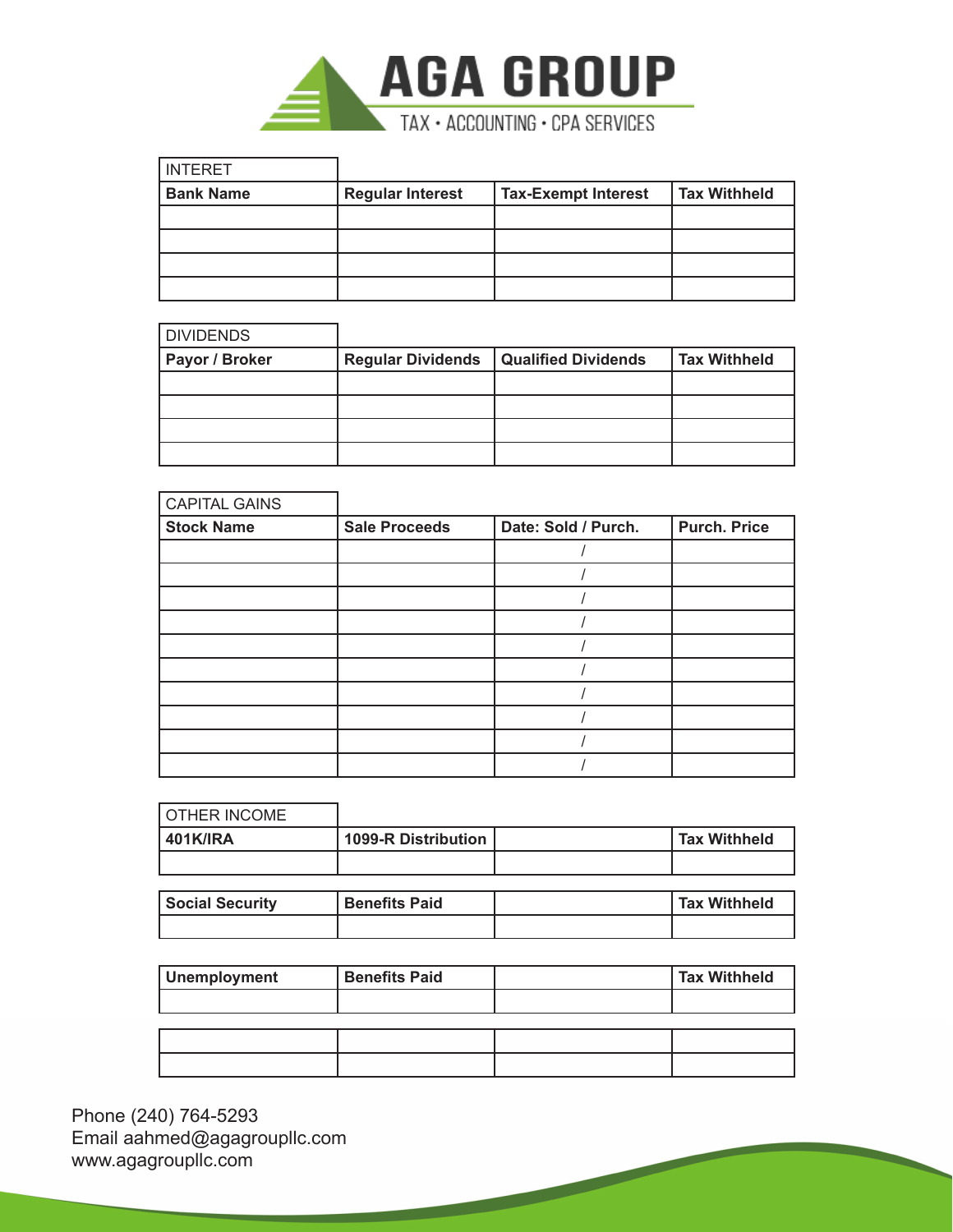# AGA GROUP

TAX • ACCOUNTING • CPA SERVICES

| INTERET | | | |
|---|---|---|---|
| **Bank Name** | **Regular Interest** | **Tax-Exempt Interest** | **Tax Withheld** |
| | | | |
| | | | |
| | | | |
| | | | |

| DIVIDENDS | | | |
|---|---|---|---|
| **Payor / Broker** | **Regular Dividends** | **Qualified Dividends** | **Tax Withheld** |
| | | | |
| | | | |
| | | | |
| | | | |

| CAPITAL GAINS | | | |
|---|---|---|---|
| **Stock Name** | **Sale Proceeds** | **Date: Sold / Purch.** | **Purch. Price** |
| | | / | |
| | | / | |
| | | / | |
| | | / | |
| | | / | |
| | | / | |
| | | / | |
| | | / | |
| | | / | |
| | | / | |

| OTHER INCOME | | | |
|---|---|---|---|
| **401K/IRA** | **1099-R Distribution** | | **Tax Withheld** |
| | | | |

| **Social Security** | **Benefits Paid** | | **Tax Withheld** |
|---|---|---|---|
| | | | |

| **Unemployment** | **Benefits Paid** | | **Tax Withheld** |
|---|---|---|---|
| | | | |

| | | | |
|---|---|---|---|
| | | | |
| | | | |

Phone (240) 764-5293
Email aahmed@agagroupllc.com
www.agagroupllc.com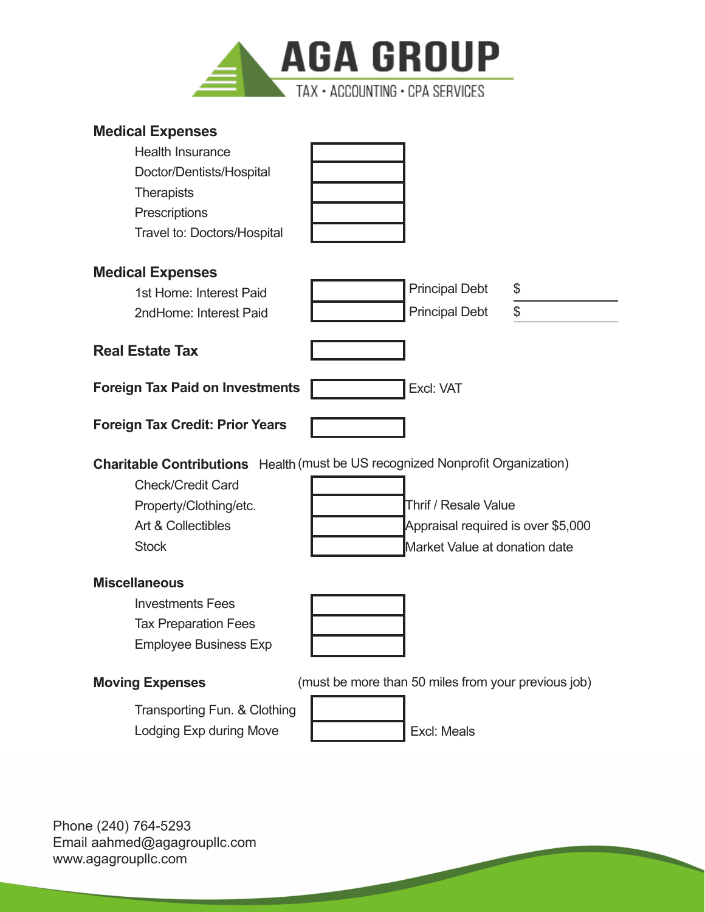# AGA GROUP

TAX • ACCOUNTING • CPA SERVICES

## Medical Expenses

| | | |
|---|---|---|
| Health Insurance | | |
| Doctor/Dentists/Hospital | | |
| Therapists | | |
| Prescriptions | | |
| Travel to: Doctors/Hospital | | |

## Medical Expenses

| | | | |
|---|---|---|---|
| 1st Home: Interest Paid | | Principal Debt | $ |
| 2ndHome: Interest Paid | | Principal Debt | $ |

## Real Estate Tax

## Foreign Tax Paid on Investments

Excl: VAT

## Foreign Tax Credit: Prior Years

## Charitable Contributions

Health (must be US recognized Nonprofit Organization)

| | | |
|---|---|---|
| Check/Credit Card | | |
| Property/Clothing/etc. | | Thrif / Resale Value |
| Art & Collectibles | | Appraisal required is over $5,000 |
| Stock | | Market Value at donation date |

## Miscellaneous

| | |
|---|---|
| Investments Fees | |
| Tax Preparation Fees | |
| Employee Business Exp | |

## Moving Expenses

(must be more than 50 miles from your previous job)

| | | |
|---|---|---|
| Transporting Fun. & Clothing | | |
| Lodging Exp during Move | | Excl: Meals |

Phone (240) 764-5293
Email aahmed@agagroupllc.com
www.agagroupllc.com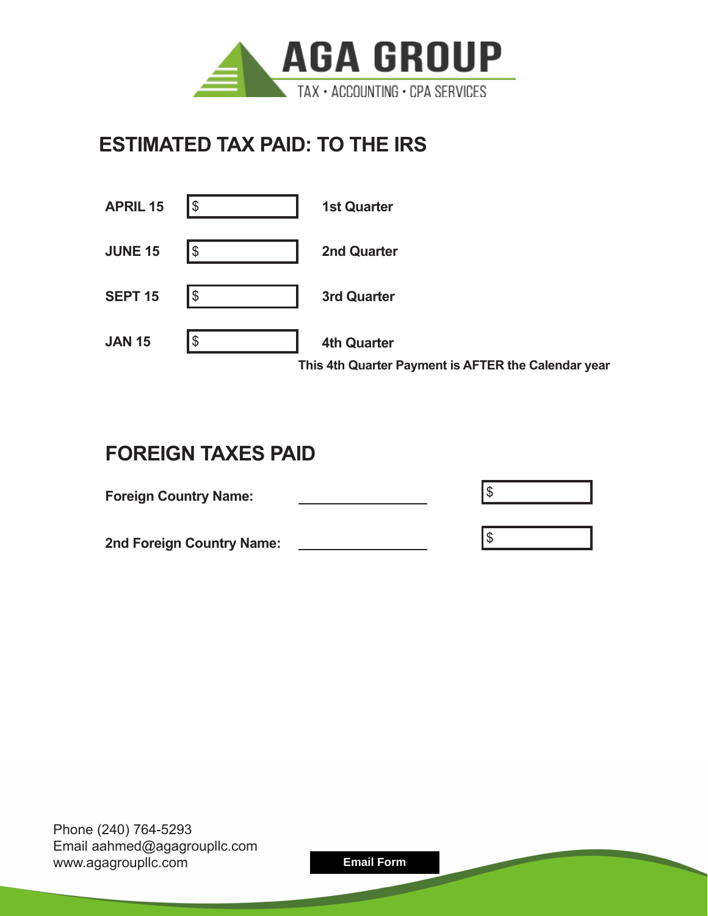AGA GROUP

TAX • ACCOUNTING • CPA SERVICES

## ESTIMATED TAX PAID: TO THE IRS

| | | |
|---|---|---|
| **APRIL 15** | $ | **1st Quarter** |
| **JUNE 15** | $ | **2nd Quarter** |
| **SEPT 15** | $ | **3rd Quarter** |
| **JAN 15** | $ | **4th Quarter** |

**This 4th Quarter Payment is AFTER the Calendar year**

## FOREIGN TAXES PAID

| | | |
|---|---|---|
| **Foreign Country Name:** | ________________ | $ |
| **2nd Foreign Country Name:** | ________________ | $ |

Phone (240) 764-5293
Email aahmed@agagroupllc.com
www.agagroupllc.com

**Email Form**